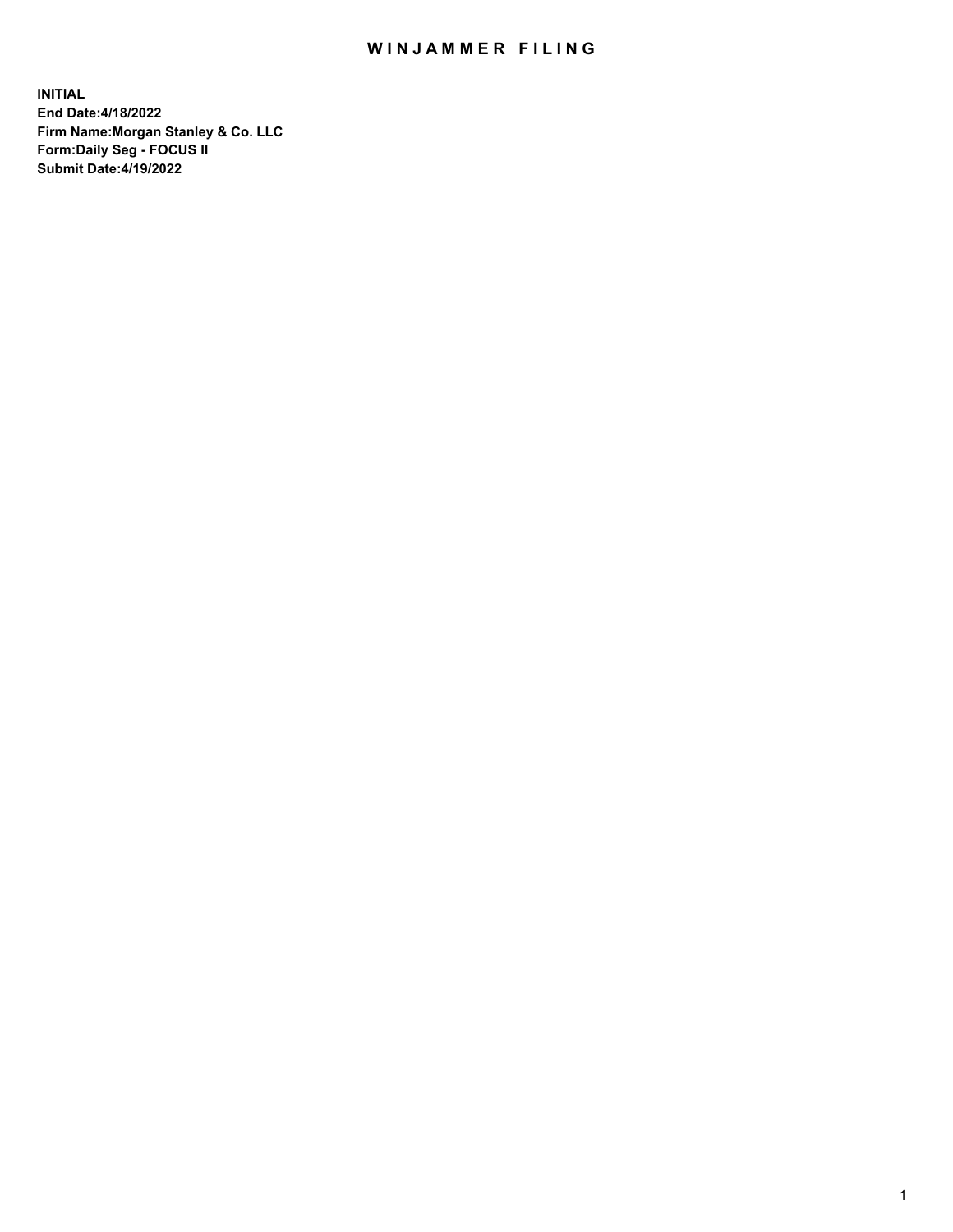# WINJAMMER FILING

**INITIAL**
**End Date:4/18/2022**
**Firm Name:Morgan Stanley & Co. LLC**
**Form:Daily Seg - FOCUS II**
**Submit Date:4/19/2022**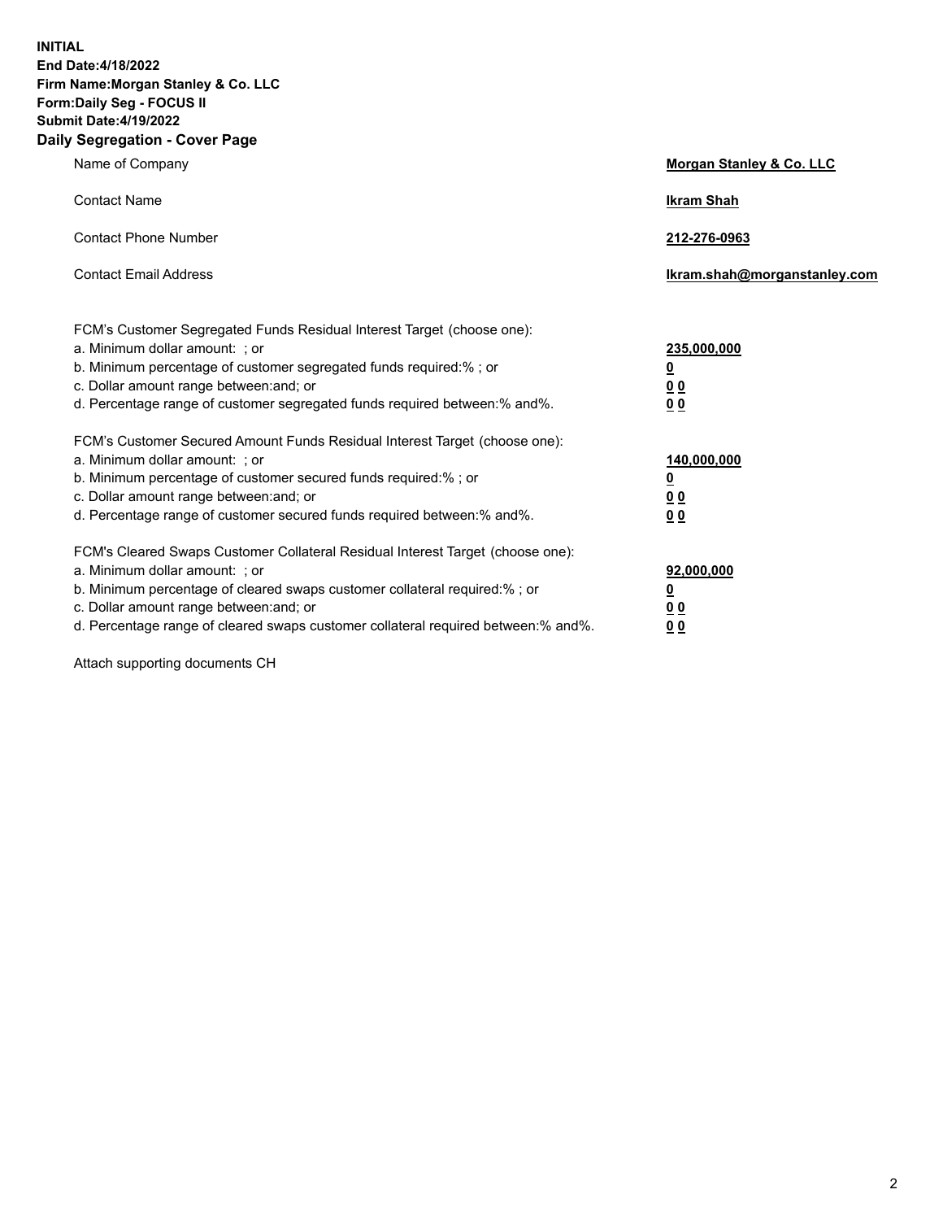**INITIAL**
**End Date:4/18/2022**
**Firm Name:Morgan Stanley & Co. LLC**
**Form:Daily Seg - FOCUS II**
**Submit Date:4/19/2022**

## Daily Segregation - Cover Page

| | |
|---|---|
| Name of Company | **Morgan Stanley & Co. LLC** |
| Contact Name | **Ikram Shah** |
| Contact Phone Number | **212-276-0963** |
| Contact Email Address | **Ikram.shah@morganstanley.com** |

| | |
|---|---|
| FCM's Customer Segregated Funds Residual Interest Target (choose one): | |
| a. Minimum dollar amount: ; or | **235,000,000** |
| b. Minimum percentage of customer segregated funds required:% ; or | **0** |
| c. Dollar amount range between:and; or | **0 0** |
| d. Percentage range of customer segregated funds required between:% and%. | **0 0** |
| FCM's Customer Secured Amount Funds Residual Interest Target (choose one): | |
| a. Minimum dollar amount: ; or | **140,000,000** |
| b. Minimum percentage of customer secured funds required:% ; or | **0** |
| c. Dollar amount range between:and; or | **0 0** |
| d. Percentage range of customer secured funds required between:% and%. | **0 0** |
| FCM's Cleared Swaps Customer Collateral Residual Interest Target (choose one): | |
| a. Minimum dollar amount: ; or | **92,000,000** |
| b. Minimum percentage of cleared swaps customer collateral required:% ; or | **0** |
| c. Dollar amount range between:and; or | **0 0** |
| d. Percentage range of cleared swaps customer collateral required between:% and%. | **0 0** |

Attach supporting documents CH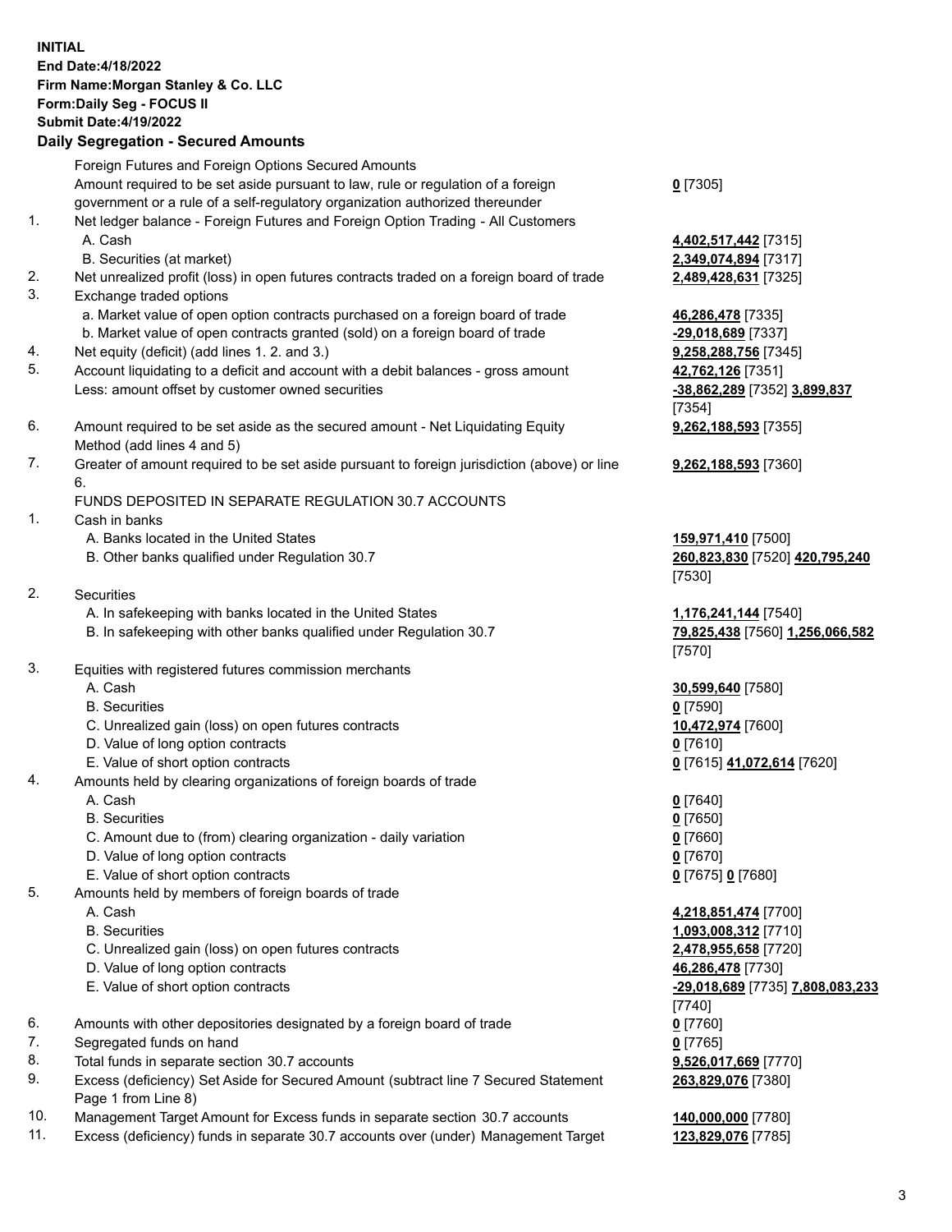**INITIAL**
**End Date:4/18/2022**
**Firm Name:Morgan Stanley & Co. LLC**
**Form:Daily Seg - FOCUS II**
**Submit Date:4/19/2022**

## Daily Segregation - Secured Amounts

| | | |
|---|---|---|
| | Foreign Futures and Foreign Options Secured Amounts | |
| | Amount required to be set aside pursuant to law, rule or regulation of a foreign government or a rule of a self-regulatory organization authorized thereunder | **0** [7305] |
| 1. | Net ledger balance - Foreign Futures and Foreign Option Trading - All Customers | |
| | A. Cash | **4,402,517,442** [7315] |
| | B. Securities (at market) | **2,349,074,894** [7317] |
| 2. | Net unrealized profit (loss) in open futures contracts traded on a foreign board of trade | **2,489,428,631** [7325] |
| 3. | Exchange traded options | |
| | a. Market value of open option contracts purchased on a foreign board of trade | **46,286,478** [7335] |
| | b. Market value of open contracts granted (sold) on a foreign board of trade | **-29,018,689** [7337] |
| 4. | Net equity (deficit) (add lines 1. 2. and 3.) | **9,258,288,756** [7345] |
| 5. | Account liquidating to a deficit and account with a debit balances - gross amount | **42,762,126** [7351] |
| | Less: amount offset by customer owned securities | **-38,862,289** [7352] **3,899,837** [7354] |
| 6. | Amount required to be set aside as the secured amount - Net Liquidating Equity Method (add lines 4 and 5) | **9,262,188,593** [7355] |
| 7. | Greater of amount required to be set aside pursuant to foreign jurisdiction (above) or line 6. | **9,262,188,593** [7360] |
| | FUNDS DEPOSITED IN SEPARATE REGULATION 30.7 ACCOUNTS | |
| 1. | Cash in banks | |
| | A. Banks located in the United States | **159,971,410** [7500] |
| | B. Other banks qualified under Regulation 30.7 | **260,823,830** [7520] **420,795,240** [7530] |
| 2. | Securities | |
| | A. In safekeeping with banks located in the United States | **1,176,241,144** [7540] |
| | B. In safekeeping with other banks qualified under Regulation 30.7 | **79,825,438** [7560] **1,256,066,582** [7570] |
| 3. | Equities with registered futures commission merchants | |
| | A. Cash | **30,599,640** [7580] |
| | B. Securities | **0** [7590] |
| | C. Unrealized gain (loss) on open futures contracts | **10,472,974** [7600] |
| | D. Value of long option contracts | **0** [7610] |
| | E. Value of short option contracts | **0** [7615] **41,072,614** [7620] |
| 4. | Amounts held by clearing organizations of foreign boards of trade | |
| | A. Cash | **0** [7640] |
| | B. Securities | **0** [7650] |
| | C. Amount due to (from) clearing organization - daily variation | **0** [7660] |
| | D. Value of long option contracts | **0** [7670] |
| | E. Value of short option contracts | **0** [7675] **0** [7680] |
| 5. | Amounts held by members of foreign boards of trade | |
| | A. Cash | **4,218,851,474** [7700] |
| | B. Securities | **1,093,008,312** [7710] |
| | C. Unrealized gain (loss) on open futures contracts | **2,478,955,658** [7720] |
| | D. Value of long option contracts | **46,286,478** [7730] |
| | E. Value of short option contracts | **-29,018,689** [7735] **7,808,083,233** [7740] |
| 6. | Amounts with other depositories designated by a foreign board of trade | **0** [7760] |
| 7. | Segregated funds on hand | **0** [7765] |
| 8. | Total funds in separate section 30.7 accounts | **9,526,017,669** [7770] |
| 9. | Excess (deficiency) Set Aside for Secured Amount (subtract line 7 Secured Statement Page 1 from Line 8) | **263,829,076** [7380] |
| 10. | Management Target Amount for Excess funds in separate section 30.7 accounts | **140,000,000** [7780] |
| 11. | Excess (deficiency) funds in separate 30.7 accounts over (under) Management Target | **123,829,076** [7785] |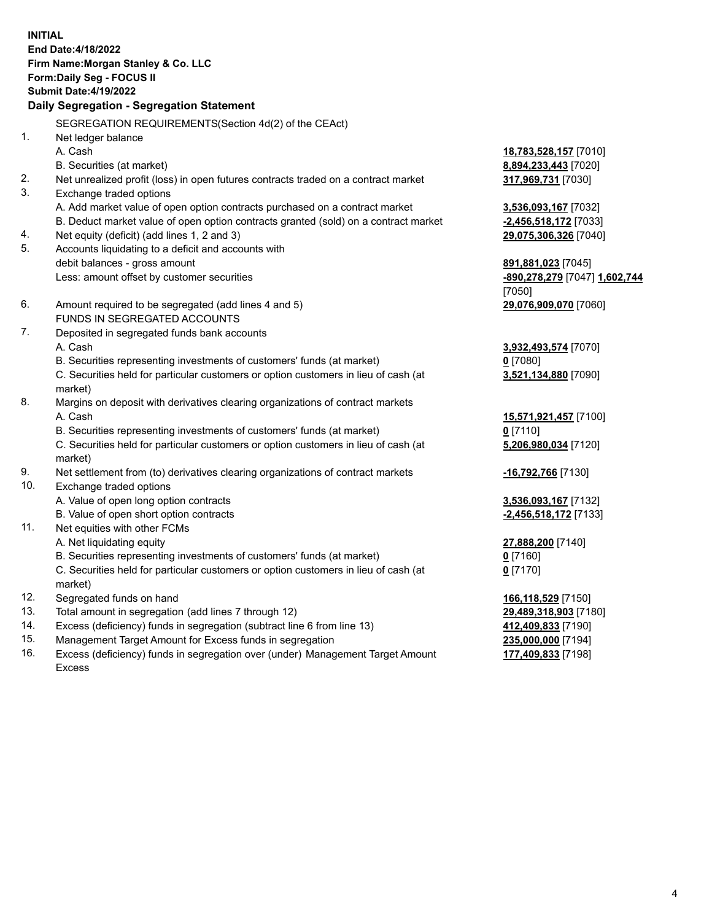**INITIAL**
**End Date:4/18/2022**
**Firm Name:Morgan Stanley & Co. LLC**
**Form:Daily Seg - FOCUS II**
**Submit Date:4/19/2022**

## Daily Segregation - Segregation Statement

| | SEGREGATION REQUIREMENTS(Section 4d(2) of the CEAct) | |
|---|---|---|
| 1. | Net ledger balance | |
| | A. Cash | **18,783,528,157** [7010] |
| | B. Securities (at market) | **8,894,233,443** [7020] |
| 2. | Net unrealized profit (loss) in open futures contracts traded on a contract market | **317,969,731** [7030] |
| 3. | Exchange traded options | |
| | A. Add market value of open option contracts purchased on a contract market | **3,536,093,167** [7032] |
| | B. Deduct market value of open option contracts granted (sold) on a contract market | **-2,456,518,172** [7033] |
| 4. | Net equity (deficit) (add lines 1, 2 and 3) | **29,075,306,326** [7040] |
| 5. | Accounts liquidating to a deficit and accounts with debit balances - gross amount | **891,881,023** [7045] |
| | Less: amount offset by customer securities | **-890,278,279** [7047] **1,602,744** [7050] |
| 6. | Amount required to be segregated (add lines 4 and 5) | **29,076,909,070** [7060] |
| | FUNDS IN SEGREGATED ACCOUNTS | |
| 7. | Deposited in segregated funds bank accounts | |
| | A. Cash | **3,932,493,574** [7070] |
| | B. Securities representing investments of customers' funds (at market) | **0** [7080] |
| | C. Securities held for particular customers or option customers in lieu of cash (at market) | **3,521,134,880** [7090] |
| 8. | Margins on deposit with derivatives clearing organizations of contract markets | |
| | A. Cash | **15,571,921,457** [7100] |
| | B. Securities representing investments of customers' funds (at market) | **0** [7110] |
| | C. Securities held for particular customers or option customers in lieu of cash (at market) | **5,206,980,034** [7120] |
| 9. | Net settlement from (to) derivatives clearing organizations of contract markets | **-16,792,766** [7130] |
| 10. | Exchange traded options | |
| | A. Value of open long option contracts | **3,536,093,167** [7132] |
| | B. Value of open short option contracts | **-2,456,518,172** [7133] |
| 11. | Net equities with other FCMs | |
| | A. Net liquidating equity | **27,888,200** [7140] |
| | B. Securities representing investments of customers' funds (at market) | **0** [7160] |
| | C. Securities held for particular customers or option customers in lieu of cash (at market) | **0** [7170] |
| 12. | Segregated funds on hand | **166,118,529** [7150] |
| 13. | Total amount in segregation (add lines 7 through 12) | **29,489,318,903** [7180] |
| 14. | Excess (deficiency) funds in segregation (subtract line 6 from line 13) | **412,409,833** [7190] |
| 15. | Management Target Amount for Excess funds in segregation | **235,000,000** [7194] |
| 16. | Excess (deficiency) funds in segregation over (under) Management Target Amount Excess | **177,409,833** [7198] |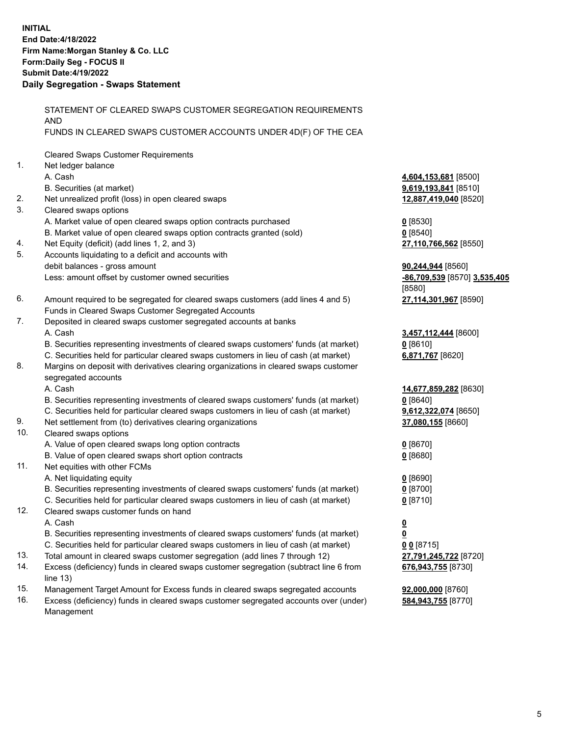**INITIAL**
**End Date:4/18/2022**
**Firm Name:Morgan Stanley & Co. LLC**
**Form:Daily Seg - FOCUS II**
**Submit Date:4/19/2022**
**Daily Segregation - Swaps Statement**

STATEMENT OF CLEARED SWAPS CUSTOMER SEGREGATION REQUIREMENTS AND
FUNDS IN CLEARED SWAPS CUSTOMER ACCOUNTS UNDER 4D(F) OF THE CEA

| | | |
|---|---|---|
| | Cleared Swaps Customer Requirements | |
| 1. | Net ledger balance | |
| | A. Cash | **4,604,153,681** [8500] |
| | B. Securities (at market) | **9,619,193,841** [8510] |
| 2. | Net unrealized profit (loss) in open cleared swaps | **12,887,419,040** [8520] |
| 3. | Cleared swaps options | |
| | A. Market value of open cleared swaps option contracts purchased | **0** [8530] |
| | B. Market value of open cleared swaps option contracts granted (sold) | **0** [8540] |
| 4. | Net Equity (deficit) (add lines 1, 2, and 3) | **27,110,766,562** [8550] |
| 5. | Accounts liquidating to a deficit and accounts with debit balances - gross amount | **90,244,944** [8560] |
| | Less: amount offset by customer owned securities | **-86,709,539** [8570] **3,535,405** [8580] |
| 6. | Amount required to be segregated for cleared swaps customers (add lines 4 and 5) | **27,114,301,967** [8590] |
| | Funds in Cleared Swaps Customer Segregated Accounts | |
| 7. | Deposited in cleared swaps customer segregated accounts at banks | |
| | A. Cash | **3,457,112,444** [8600] |
| | B. Securities representing investments of cleared swaps customers' funds (at market) | **0** [8610] |
| | C. Securities held for particular cleared swaps customers in lieu of cash (at market) | **6,871,767** [8620] |
| 8. | Margins on deposit with derivatives clearing organizations in cleared swaps customer segregated accounts | |
| | A. Cash | **14,677,859,282** [8630] |
| | B. Securities representing investments of cleared swaps customers' funds (at market) | **0** [8640] |
| | C. Securities held for particular cleared swaps customers in lieu of cash (at market) | **9,612,322,074** [8650] |
| 9. | Net settlement from (to) derivatives clearing organizations | **37,080,155** [8660] |
| 10. | Cleared swaps options | |
| | A. Value of open cleared swaps long option contracts | **0** [8670] |
| | B. Value of open cleared swaps short option contracts | **0** [8680] |
| 11. | Net equities with other FCMs | |
| | A. Net liquidating equity | **0** [8690] |
| | B. Securities representing investments of cleared swaps customers' funds (at market) | **0** [8700] |
| | C. Securities held for particular cleared swaps customers in lieu of cash (at market) | **0** [8710] |
| 12. | Cleared swaps customer funds on hand | |
| | A. Cash | **0** |
| | B. Securities representing investments of cleared swaps customers' funds (at market) | **0** |
| | C. Securities held for particular cleared swaps customers in lieu of cash (at market) | **0** **0** [8715] |
| 13. | Total amount in cleared swaps customer segregation (add lines 7 through 12) | **27,791,245,722** [8720] |
| 14. | Excess (deficiency) funds in cleared swaps customer segregation (subtract line 6 from line 13) | **676,943,755** [8730] |
| 15. | Management Target Amount for Excess funds in cleared swaps segregated accounts | **92,000,000** [8760] |
| 16. | Excess (deficiency) funds in cleared swaps customer segregated accounts over (under) Management | **584,943,755** [8770] |